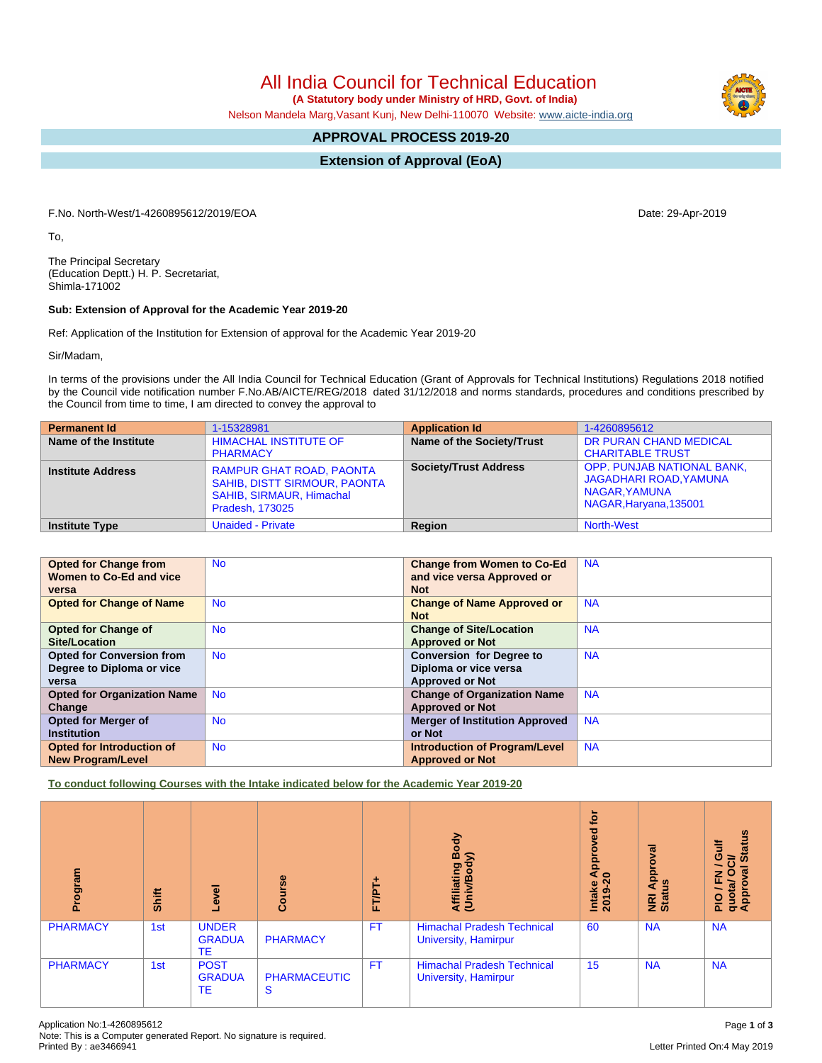# All India Council for Technical Education

**(A Statutory body under Ministry of HRD, Govt. of India)**

Nelson Mandela Marg,Vasant Kunj, New Delhi-110070 Website: www.aicte-india.org

## APPROVAL PROCESS 2019-20

## Extension of Approval (EoA)

F.No. North-West/1-4260895612/2019/EOA

Date: 29-Apr-2019

To,

The Principal Secretary
(Education Deptt.) H. P. Secretariat,
Shimla-171002

**Sub: Extension of Approval for the Academic Year 2019-20**

Ref: Application of the Institution for Extension of approval for the Academic Year 2019-20

Sir/Madam,

In terms of the provisions under the All India Council for Technical Education (Grant of Approvals for Technical Institutions) Regulations 2018 notified by the Council vide notification number F.No.AB/AICTE/REG/2018 dated 31/12/2018 and norms standards, procedures and conditions prescribed by the Council from time to time, I am directed to convey the approval to

| **Permanent Id** | 1-15328981 | **Application Id** | 1-4260895612 |
|---|---|---|---|
| **Name of the Institute** | HIMACHAL INSTITUTE OF PHARMACY | **Name of the Society/Trust** | DR PURAN CHAND MEDICAL CHARITABLE TRUST |
| **Institute Address** | RAMPUR GHAT ROAD, PAONTA SAHIB, DISTT SIRMOUR, PAONTA SAHIB, SIRMAUR, Himachal Pradesh, 173025 | **Society/Trust Address** | OPP. PUNJAB NATIONAL BANK, JAGADHARI ROAD,YAMUNA NAGAR,YAMUNA NAGAR,Haryana,135001 |
| **Institute Type** | Unaided - Private | **Region** | North-West |

| **Opted for Change from Women to Co-Ed and vice versa** | No | **Change from Women to Co-Ed and vice versa Approved or Not** | NA |
|---|---|---|---|
| **Opted for Change of Name** | No | **Change of Name Approved or Not** | NA |
| **Opted for Change of Site/Location** | No | **Change of Site/Location Approved or Not** | NA |
| **Opted for Conversion from Degree to Diploma or vice versa** | No | **Conversion for Degree to Diploma or vice versa Approved or Not** | NA |
| **Opted for Organization Name Change** | No | **Change of Organization Name Approved or Not** | NA |
| **Opted for Merger of Institution** | No | **Merger of Institution Approved or Not** | NA |
| **Opted for Introduction of New Program/Level** | No | **Introduction of Program/Level Approved or Not** | NA |

**To conduct following Courses with the Intake indicated below for the Academic Year 2019-20**

| Program | Shift | Level | Course | FT/PT+ | Affiliating Body (Univ/Body) | Intake Approved for 2019-20 | NRI Approval Status | PIO / FN / Gulf quota/ OCI/ Approval Status |
|---|---|---|---|---|---|---|---|---|
| PHARMACY | 1st | UNDER GRADUATE | PHARMACY | FT | Himachal Pradesh Technical University, Hamirpur | 60 | NA | NA |
| PHARMACY | 1st | POST GRADUATE | PHARMACEUTICS | FT | Himachal Pradesh Technical University, Hamirpur | 15 | NA | NA |

Application No:1-4260895612
Note: This is a Computer generated Report. No signature is required.
Printed By : ae3466941

Letter Printed On:4 May 2019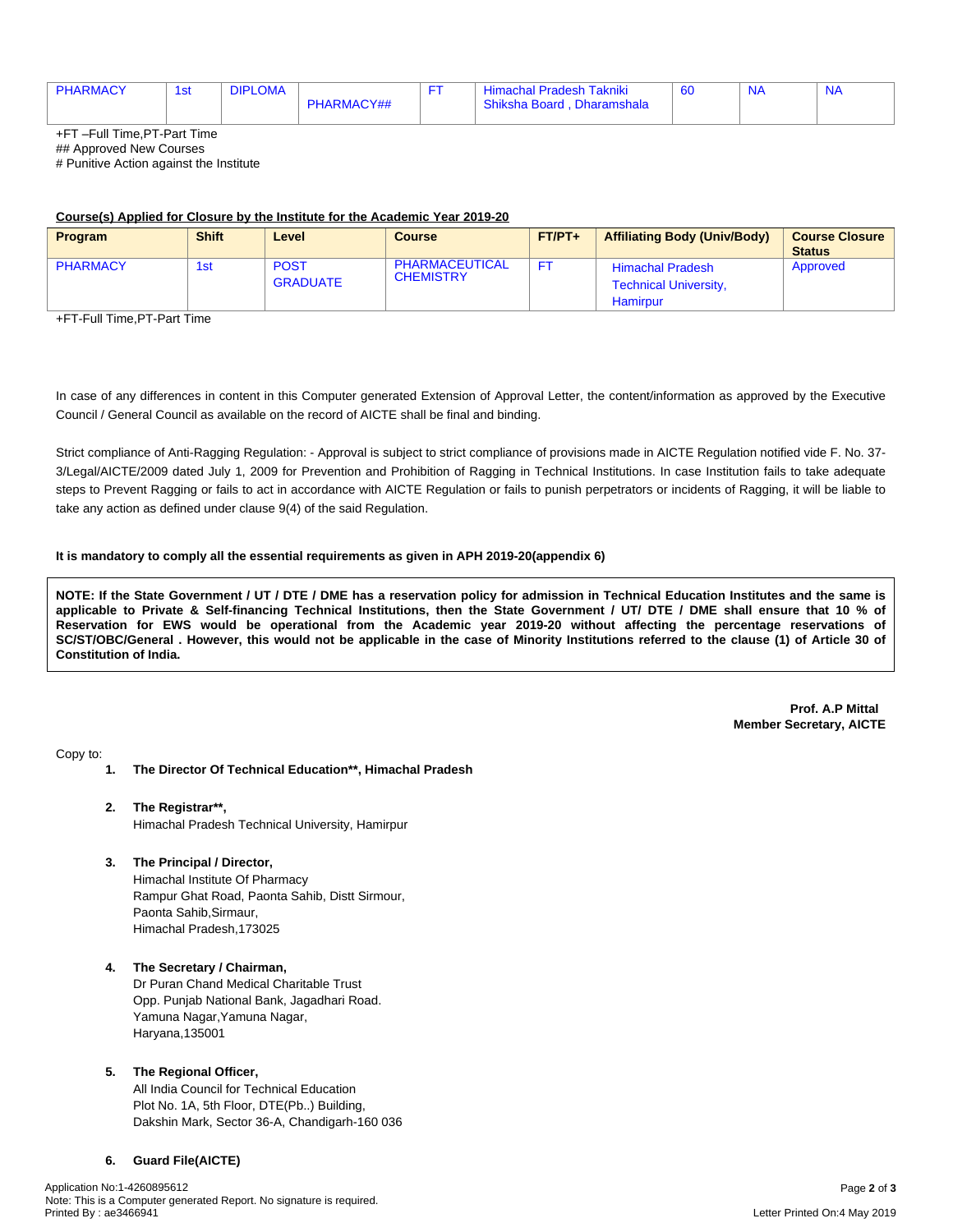| PHARMACY | 1st | DIPLOMA | PHARMACY## | FT | Himachal Pradesh Takniki Shiksha Board , Dharamshala | 60 | NA | NA |
|---|---|---|---|---|---|---|---|---|

+FT –Full Time,PT-Part Time
## Approved New Courses
# Punitive Action against the Institute

**Course(s) Applied for Closure by the Institute for the Academic Year 2019-20**

| Program | Shift | Level | Course | FT/PT+ | Affiliating Body (Univ/Body) | Course Closure Status |
|---|---|---|---|---|---|---|
| PHARMACY | 1st | POST GRADUATE | PHARMACEUTICAL CHEMISTRY | FT | Himachal Pradesh Technical University, Hamirpur | Approved |

+FT-Full Time,PT-Part Time

In case of any differences in content in this Computer generated Extension of Approval Letter, the content/information as approved by the Executive Council / General Council as available on the record of AICTE shall be final and binding.

Strict compliance of Anti-Ragging Regulation: - Approval is subject to strict compliance of provisions made in AICTE Regulation notified vide F. No. 37-3/Legal/AICTE/2009 dated July 1, 2009 for Prevention and Prohibition of Ragging in Technical Institutions. In case Institution fails to take adequate steps to Prevent Ragging or fails to act in accordance with AICTE Regulation or fails to punish perpetrators or incidents of Ragging, it will be liable to take any action as defined under clause 9(4) of the said Regulation.

**It is mandatory to comply all the essential requirements as given in APH 2019-20(appendix 6)**

**NOTE: If the State Government / UT / DTE / DME has a reservation policy for admission in Technical Education Institutes and the same is applicable to Private & Self-financing Technical Institutions, then the State Government / UT/ DTE / DME shall ensure that 10 % of Reservation for EWS would be operational from the Academic year 2019-20 without affecting the percentage reservations of SC/ST/OBC/General . However, this would not be applicable in the case of Minority Institutions referred to the clause (1) of Article 30 of Constitution of India.**

**Prof. A.P Mittal**
**Member Secretary, AICTE**

Copy to:

1. **The Director Of Technical Education\*\*, Himachal Pradesh**

2. **The Registrar\*\*,**
   Himachal Pradesh Technical University, Hamirpur

3. **The Principal / Director,**
   Himachal Institute Of Pharmacy
   Rampur Ghat Road, Paonta Sahib, Distt Sirmour,
   Paonta Sahib,Sirmaur,
   Himachal Pradesh,173025

4. **The Secretary / Chairman,**
   Dr Puran Chand Medical Charitable Trust
   Opp. Punjab National Bank, Jagadhari Road.
   Yamuna Nagar,Yamuna Nagar,
   Haryana,135001

5. **The Regional Officer,**
   All India Council for Technical Education
   Plot No. 1A, 5th Floor, DTE(Pb..) Building,
   Dakshin Mark, Sector 36-A, Chandigarh-160 036

6. **Guard File(AICTE)**

Application No:1-4260895612
Note: This is a Computer generated Report. No signature is required.
Printed By : ae3466941

Letter Printed On:4 May 2019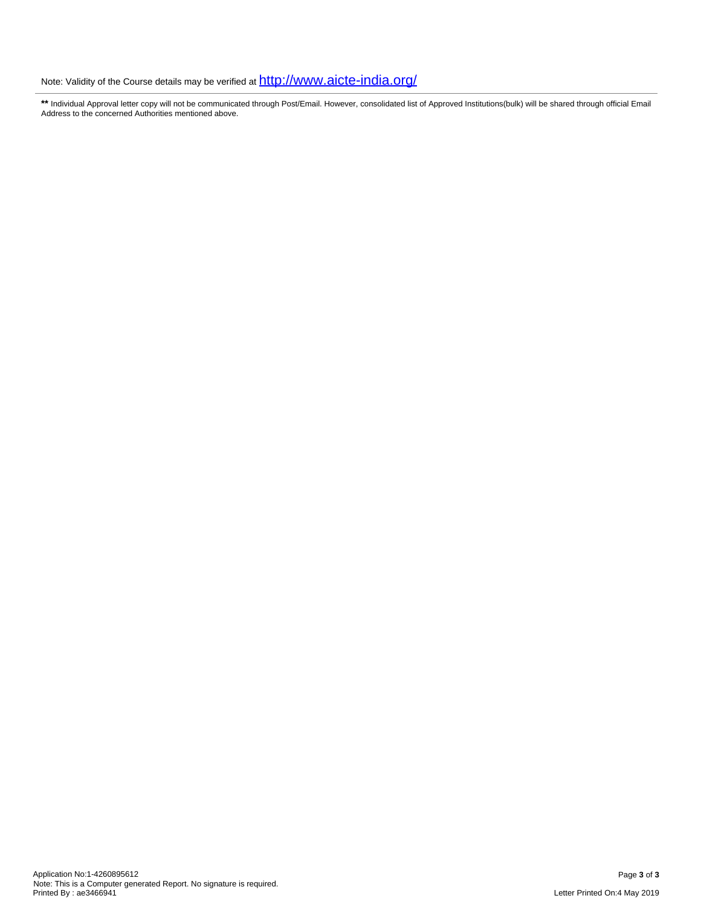Note: Validity of the Course details may be verified at http://www.aicte-india.org/

---

** Individual Approval letter copy will not be communicated through Post/Email. However, consolidated list of Approved Institutions(bulk) will be shared through official Email Address to the concerned Authorities mentioned above.

Application No:1-4260895612
Note: This is a Computer generated Report. No signature is required.
Printed By : ae3466941

Letter Printed On:4 May 2019